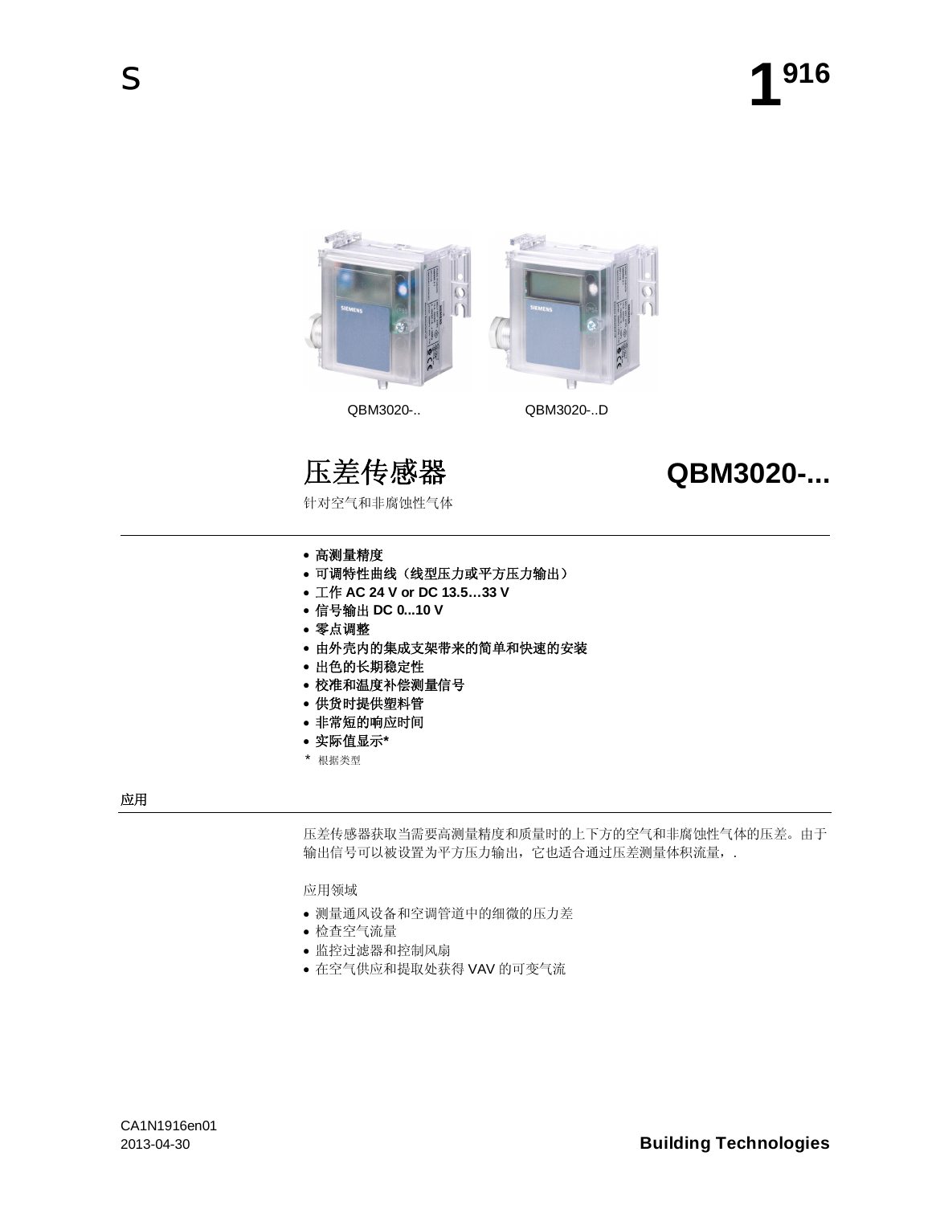QBM3020-.. QBM3020-..D

# 压差传感器 QBM3020-...

针对空气和非腐蚀性气体

- **高测量精度**
- **可调特性曲线（线型压力或平方压力输出）**
- **工作 AC 24 V or DC 13.5…33 V**
- **信号输出 DC 0...10 V**
- **零点调整**
- **由外壳内的集成支架带来的简单和快速的安装**
- **出色的长期稳定性**
- **校准和温度补偿测量信号**
- **供货时提供塑料管**
- **非常短的响应时间**
- **实际值显示***

\* 根据类型

## 应用

压差传感器获取当需要高测量精度和质量时的上下方的空气和非腐蚀性气体的压差。由于输出信号可以被设置为平方压力输出，它也适合通过压差测量体积流量，.

应用领域

- 测量通风设备和空调管道中的细微的压力差
- 检查空气流量
- 监控过滤器和控制风扇
- 在空气供应和提取处获得 VAV 的可变气流

CA1N1916en01
2013-04-30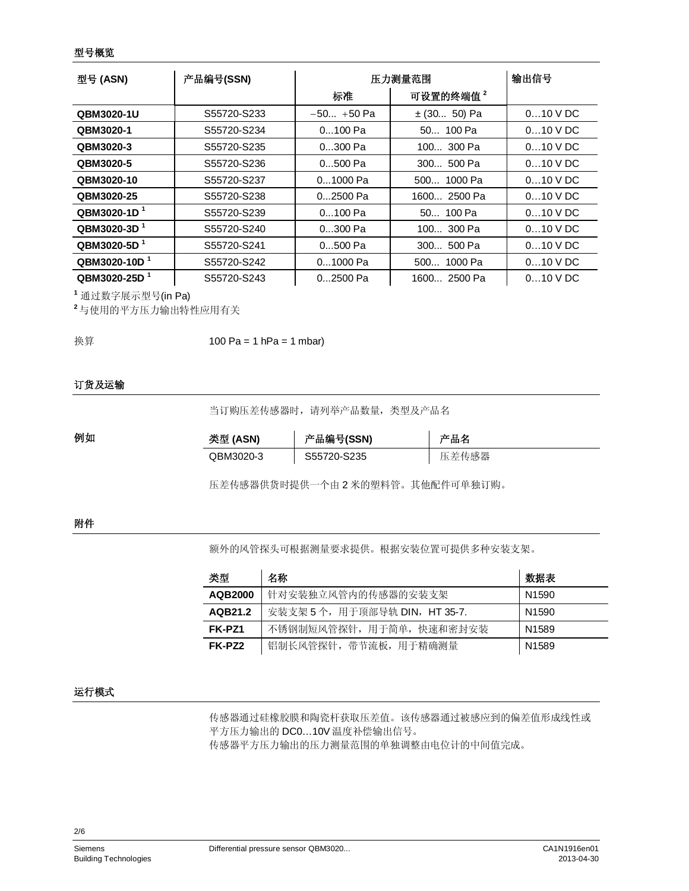## 型号概览

| 型号 (ASN) | 产品编号(SSN) | 压力测量范围 | | 输出信号 |
|---|---|---|---|---|
| | | 标准 | 可设置的终端值 [2] | |
| **QBM3020-1U** | S55720-S233 | −50... +50 Pa | ± (30... 50) Pa | 0…10 V DC |
| **QBM3020-1** | S55720-S234 | 0...100 Pa | 50... 100 Pa | 0…10 V DC |
| **QBM3020-3** | S55720-S235 | 0...300 Pa | 100... 300 Pa | 0…10 V DC |
| **QBM3020-5** | S55720-S236 | 0...500 Pa | 300... 500 Pa | 0…10 V DC |
| **QBM3020-10** | S55720-S237 | 0...1000 Pa | 500... 1000 Pa | 0…10 V DC |
| **QBM3020-25** | S55720-S238 | 0...2500 Pa | 1600... 2500 Pa | 0…10 V DC |
| **QBM3020-1D** [1] | S55720-S239 | 0...100 Pa | 50... 100 Pa | 0…10 V DC |
| **QBM3020-3D** [1] | S55720-S240 | 0...300 Pa | 100... 300 Pa | 0…10 V DC |
| **QBM3020-5D** [1] | S55720-S241 | 0...500 Pa | 300... 500 Pa | 0…10 V DC |
| **QBM3020-10D** [1] | S55720-S242 | 0...1000 Pa | 500... 1000 Pa | 0…10 V DC |
| **QBM3020-25D** [1] | S55720-S243 | 0...2500 Pa | 1600... 2500 Pa | 0…10 V DC |

[1] 通过数字展示型号(in Pa)
[2] 与使用的平方压力输出特性应用有关

换算 100 Pa = 1 hPa = 1 mbar)

## 订货及运输

当订购压差传感器时，请列举产品数量，类型及产品名

**例如**

| 类型 (ASN) | 产品编号(SSN) | 产品名 |
|---|---|---|
| QBM3020-3 | S55720-S235 | 压差传感器 |

压差传感器供货时提供一个由 2 米的塑料管。其他配件可单独订购。

## 附件

额外的风管探头可根据测量要求提供。根据安装位置可提供多种安装支架。

| 类型 | 名称 | 数据表 |
|---|---|---|
| **AQB2000** | 针对安装独立风管内的传感器的安装支架 | N1590 |
| **AQB21.2** | 安装支架 5 个，用于顶部导轨 DIN，HT 35-7. | N1590 |
| **FK-PZ1** | 不锈钢制短风管探针，用于简单，快速和密封安装 | N1589 |
| **FK-PZ2** | 铝制长风管探针，带节流板，用于精确测量 | N1589 |

## 运行模式

传感器通过硅橡胶膜和陶瓷杆获取压差值。该传感器通过被感应到的偏差值形成线性或平方压力输出的 DC0…10V 温度补偿输出信号。
传感器平方压力输出的压力测量范围的单独调整由电位计的中间值完成。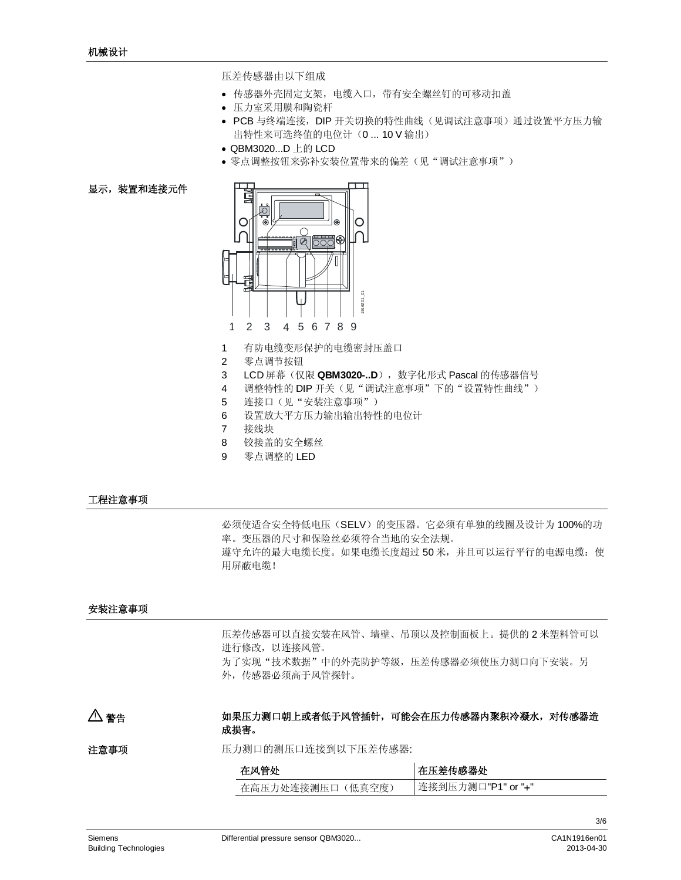## 机械设计

压差传感器由以下组成

- 传感器外壳固定支架，电缆入口，带有安全螺丝钉的可移动扣盖
- 压力室采用膜和陶瓷杆
- PCB 与终端连接，DIP 开关切换的特性曲线（见调试注意事项）通过设置平方压力输出特性来可选终值的电位计（0 ... 10 V 输出）
- QBM3020...D 上的 LCD
- 零点调整按钮来弥补安装位置带来的偏差（见“调试注意事项”）

## 显示，装置和连接元件

1 2 3 4 5 6 7 8 9

1. 有防电缆变形保护的电缆密封压盖口
2. 零点调节按钮
3. LCD 屏幕（仅限 **QBM3020-..D**），数字化形式 Pascal 的传感器信号
4. 调整特性的 DIP 开关（见“调试注意事项”下的“设置特性曲线”）
5. 连接口（见“安装注意事项”）
6. 设置放大平方压力输出输出特性的电位计
7. 接线块
8. 铰接盖的安全螺丝
9. 零点调整的 LED

## 工程注意事项

必须使适合安全特低电压（SELV）的变压器。它必须有单独的线圈及设计为 100%的功率。变压器的尺寸和保险丝必须符合当地的安全法规。
遵守允许的最大电缆长度。如果电缆长度超过 50 米，并且可以运行平行的电源电缆：使用屏蔽电缆!

## 安装注意事项

压差传感器可以直接安装在风管、墙壁、吊顶以及控制面板上。提供的 2 米塑料管可以进行修改，以连接风管。
为了实现“技术数据”中的外壳防护等级，压差传感器必须使压力测口向下安装。另外，传感器必须高于风管探针。

⚠ 警告

**如果压力测口朝上或者低于风管插针，可能会在压力传感器内聚积冷凝水，对传感器造成损害。**

**注意事项**

压力测口的测压口连接到以下压差传感器:

| 在风管处 | 在压差传感器处 |
| --- | --- |
| 在高压力处连接测压口（低真空度） | 连接到压力测口"P1" or "+" |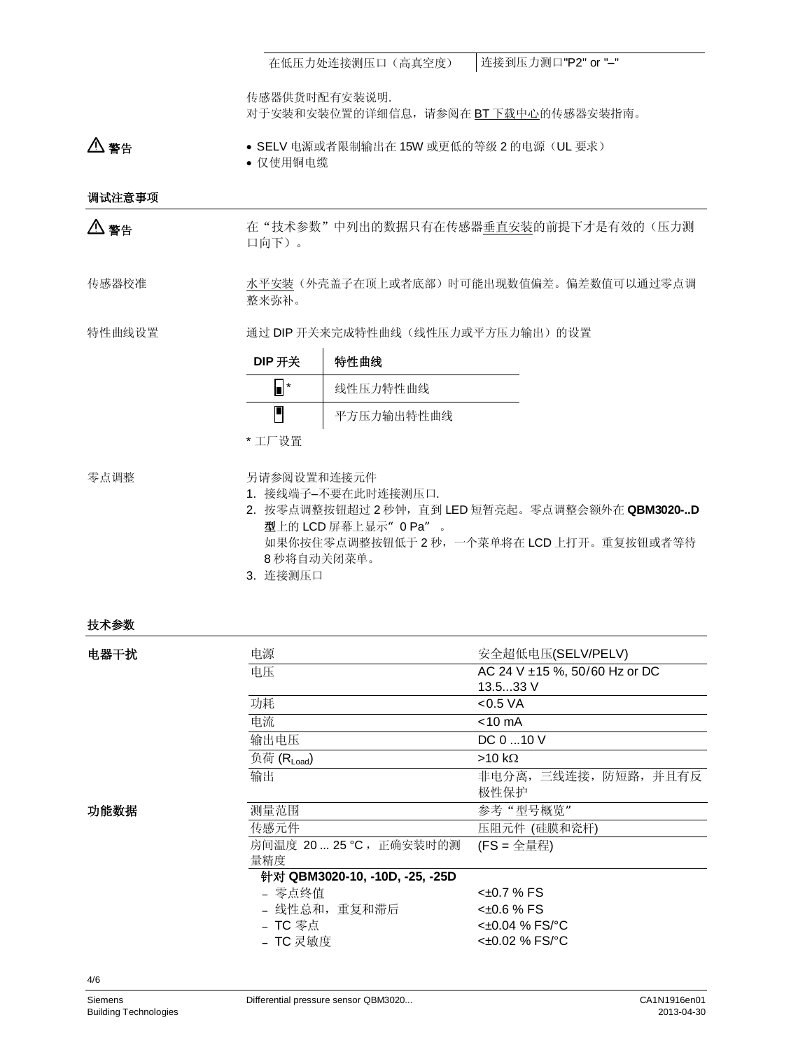| 在低压力处连接测压口（高真空度） | 连接到压力测口"P2" or "–" |
|---|---|

传感器供货时配有安装说明.
对于安装和安装位置的详细信息，请参阅在 BT 下载中心的传感器安装指南。

⚠ **警告**

- SELV 电源或者限制输出在 15W 或更低的等级 2 的电源（UL 要求）
- 仅使用铜电缆

## 调试注意事项

⚠ **警告**

在“技术参数”中列出的数据只有在传感器垂直安装的前提下才是有效的（压力测口向下）。

传感器校准

水平安装（外壳盖子在顶上或者底部）时可能出现数值偏差。偏差数值可以通过零点调整来弥补。

特性曲线设置

通过 DIP 开关来完成特性曲线（线性压力或平方压力输出）的设置

| DIP 开关 | 特性曲线 |
|---|---|
| ▄ * | 线性压力特性曲线 |
| ▀ | 平方压力输出特性曲线 |

* 工厂设置

零点调整

另请参阅设置和连接元件

1. 接线端子–不要在此时连接测压口.
2. 按零点调整按钮超过 2 秒钟，直到 LED 短暂亮起。零点调整会额外在 **QBM3020-..D 型**上的 LCD 屏幕上显示“ 0 Pa” 。
   如果你按住零点调整按钮低于 2 秒，一个菜单将在 LCD 上打开。重复按钮或者等待 8 秒将自动关闭菜单。
3. 连接测压口

## 技术参数

| | | |
|---|---|---|
| **电器干扰** | 电源 | 安全超低电压(SELV/PELV) |
| | 电压 | AC 24 V ±15 %, 50/60 Hz or DC 13.5...33 V |
| | 功耗 | <0.5 VA |
| | 电流 | <10 mA |
| | 输出电压 | DC 0 ...10 V |
| | 负荷 ($R_{Load}$) | >10 kΩ |
| | 输出 | 非电分离，三线连接，防短路，并且有反极性保护 |
| **功能数据** | 测量范围 | 参考“型号概览” |
| | 传感元件 | 压阻元件 (硅膜和瓷杆) |
| | 房间温度 20 ... 25 °C，正确安装时的测量精度 | (FS = 全量程) |
| | **针对 QBM3020-10, -10D, -25, -25D** | |
| | – 零点终值 | <±0.7 % FS |
| | – 线性总和，重复和滞后 | <±0.6 % FS |
| | – TC 零点 | <±0.04 % FS/°C |
| | – TC 灵敏度 | <±0.02 % FS/°C |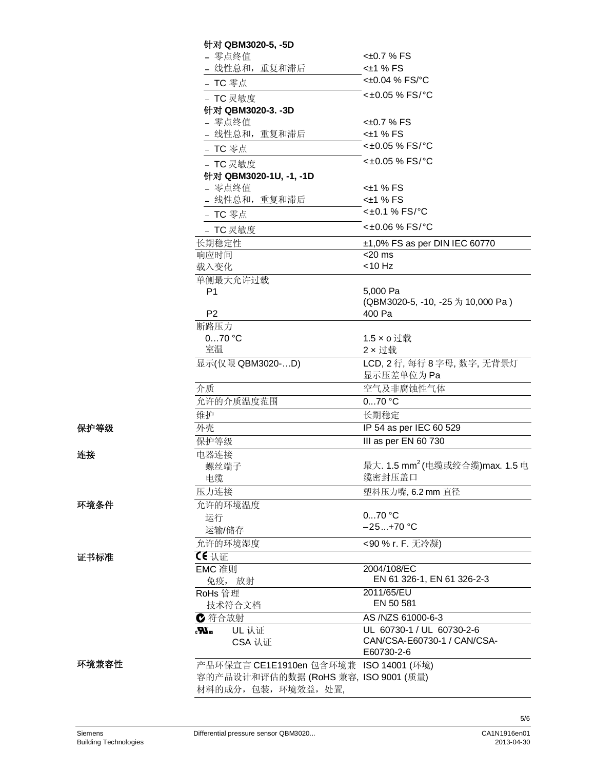| | | |
|---|---|---|
| | **针对 QBM3020-5, -5D** | |
| | – 零点终值 | <±0.7 % FS |
| | – 线性总和，重复和滞后 | <±1 % FS |
| | – TC 零点 | <±0.04 % FS/°C |
| | – TC 灵敏度 | <±0.05 % FS/°C |
| | **针对 QBM3020-3. -3D** | |
| | – 零点终值 | <±0.7 % FS |
| | – 线性总和，重复和滞后 | <±1 % FS |
| | – TC 零点 | <±0.05 % FS/°C |
| | – TC 灵敏度 | <±0.05 % FS/°C |
| | **针对 QBM3020-1U, -1, -1D** | |
| | – 零点终值 | <±1 % FS |
| | – 线性总和，重复和滞后 | <±1 % FS |
| | – TC 零点 | <±0.1 % FS/°C |
| | – TC 灵敏度 | <±0.06 % FS/°C |
| | 长期稳定性 | ±1,0% FS as per DIN IEC 60770 |
| | 响应时间 | <20 ms |
| | 载入变化 | <10 Hz |
| | 单侧最大允许过载 | |
| | P1 | 5,000 Pa<br>(QBM3020-5, -10, -25 为 10,000 Pa ) |
| | P2 | 400 Pa |
| | 断路压力 | |
| | 0…70 °C | 1.5 × o 过载 |
| | 室温 | 2 × 过载 |
| | 显示(仅限 QBM3020-…D) | LCD, 2 行, 每行 8 字母, 数字, 无背景灯<br>显示压差单位为 Pa |
| | 介质 | 空气及非腐蚀性气体 |
| | 允许的介质温度范围 | 0...70 °C |
| | 维护 | 长期稳定 |
| **保护等级** | 外壳 | IP 54 as per IEC 60 529 |
| | 保护等级 | III as per EN 60 730 |
| **连接** | 电器连接 | |
| | 螺丝端子<br>电缆 | 最大. 1.5 mm² (电缆或绞合缆)max. 1.5 电缆密封压盖口 |
| | 压力连接 | 塑料压力嘴, 6.2 mm 直径 |
| **环境条件** | 允许的环境温度 | |
| | 运行 | 0...70 °C |
| | 运输/储存 | –25...+70 °C |
| | 允许的环境湿度 | <90 % r. F. 无冷凝) |
| **证书标准** | CE 认证 | |
| | EMC 准则<br>免疫，放射 | 2004/108/EC<br>EN 61 326-1, EN 61 326-2-3 |
| | RoHs 管理<br>技术符合文档 | 2011/65/EU<br>EN 50 581 |
| | C-Tick 符合放射 | AS /NZS 61000-6-3 |
| | cULus UL 认证<br>CSA 认证 | UL 60730-1 / UL 60730-2-6<br>CAN/CSA-E60730-1 / CAN/CSA-E60730-2-6 |
| **环境兼容性** | 产品环保宣言 CE1E1910en 包含环境兼容的产品设计和评估的数据 (RoHS 兼容, 材料的成分，包装，环境效益，处置, | ISO 14001 (环境)<br>ISO 9001 (质量) |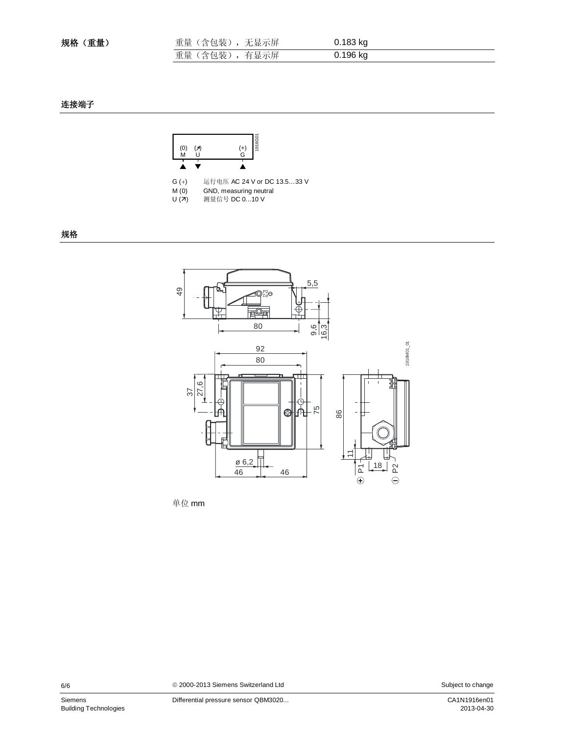## 规格（重量）

| | |
|---|---|
| 重量（含包装），无显示屏 | 0.183 kg |
| 重量（含包装），有显示屏 | 0.196 kg |

## 连接端子

(0) M (↗) U (+) G

1916G01

G (+) 运行电压 AC 24 V or DC 13.5…33 V
M (0) GND, measuring neutral
U (↗) 测量信号 DC 0...10 V

## 规格

49
5,5
80
9,6
16,3
92
80
37
27,6
75
86
11
ø 6,2
46
46
18
P1
P2
1916M01_01

单位 mm